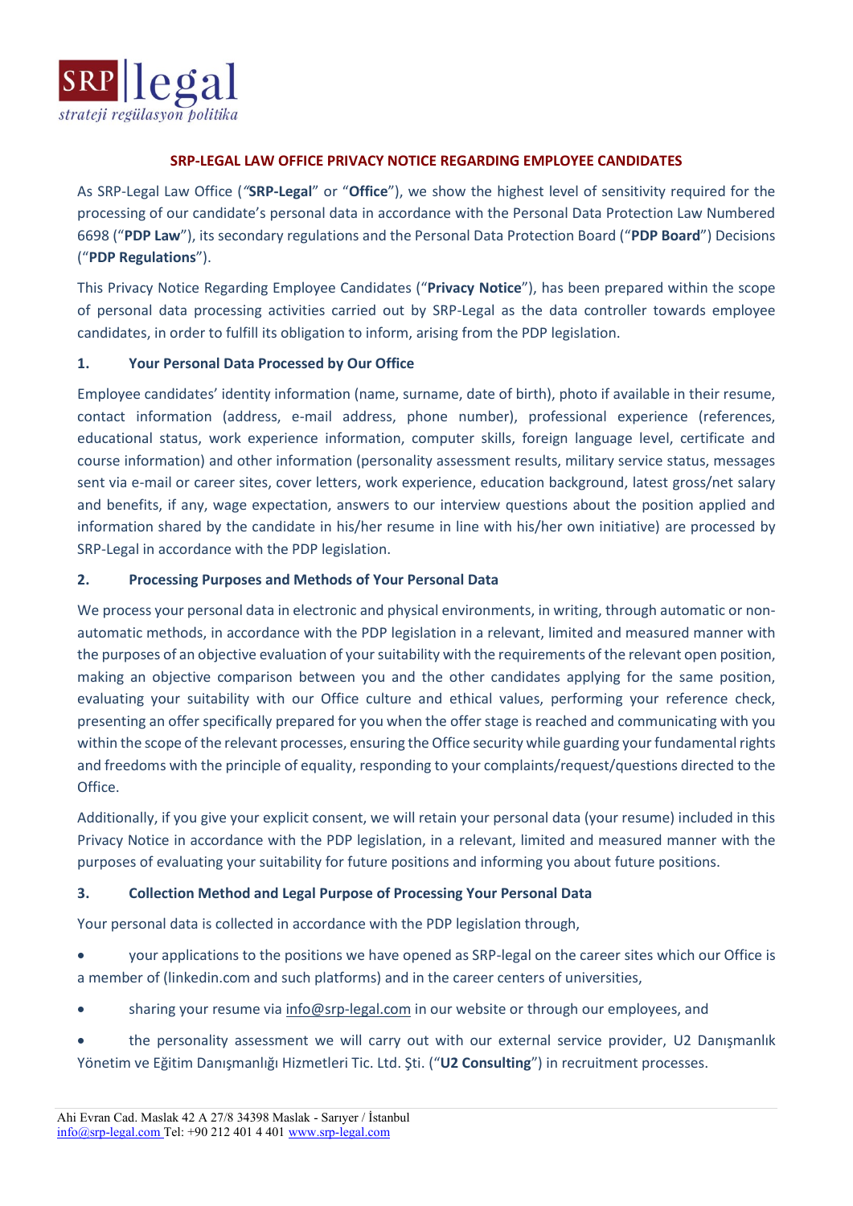**SRP-LEGAL LAW OFFICE PRIVACY NOTICE REGARDING EMPLOYEE CANDIDATES**

As SRP-Legal Law Office (*"***SRP-Legal**" or "**Office**"), we show the highest level of sensitivity required for the processing of our candidate's personal data in accordance with the Personal Data Protection Law Numbered 6698 ("**PDP Law**"), its secondary regulations and the Personal Data Protection Board ("**PDP Board**") Decisions ("**PDP Regulations**").

This Privacy Notice Regarding Employee Candidates ("**Privacy Notice**"), has been prepared within the scope of personal data processing activities carried out by SRP-Legal as the data controller towards employee candidates, in order to fulfill its obligation to inform, arising from the PDP legislation.

## 1. Your Personal Data Processed by Our Office

Employee candidates' identity information (name, surname, date of birth), photo if available in their resume, contact information (address, e-mail address, phone number), professional experience (references, educational status, work experience information, computer skills, foreign language level, certificate and course information) and other information (personality assessment results, military service status, messages sent via e-mail or career sites, cover letters, work experience, education background, latest gross/net salary and benefits, if any, wage expectation, answers to our interview questions about the position applied and information shared by the candidate in his/her resume in line with his/her own initiative) are processed by SRP-Legal in accordance with the PDP legislation.

## 2. Processing Purposes and Methods of Your Personal Data

We process your personal data in electronic and physical environments, in writing, through automatic or non-automatic methods, in accordance with the PDP legislation in a relevant, limited and measured manner with the purposes of an objective evaluation of your suitability with the requirements of the relevant open position, making an objective comparison between you and the other candidates applying for the same position, evaluating your suitability with our Office culture and ethical values, performing your reference check, presenting an offer specifically prepared for you when the offer stage is reached and communicating with you within the scope of the relevant processes, ensuring the Office security while guarding your fundamental rights and freedoms with the principle of equality, responding to your complaints/request/questions directed to the Office.

Additionally, if you give your explicit consent, we will retain your personal data (your resume) included in this Privacy Notice in accordance with the PDP legislation, in a relevant, limited and measured manner with the purposes of evaluating your suitability for future positions and informing you about future positions.

## 3. Collection Method and Legal Purpose of Processing Your Personal Data

Your personal data is collected in accordance with the PDP legislation through,

- your applications to the positions we have opened as SRP-legal on the career sites which our Office is a member of (linkedin.com and such platforms) and in the career centers of universities,
- sharing your resume via info@srp-legal.com in our website or through our employees, and
- the personality assessment we will carry out with our external service provider, U2 Danışmanlık Yönetim ve Eğitim Danışmanlığı Hizmetleri Tic. Ltd. Şti. ("**U2 Consulting**") in recruitment processes.

Ahi Evran Cad. Maslak 42 A 27/8 34398 Maslak - Sarıyer / İstanbul
info@srp-legal.com Tel: +90 212 401 4 401 www.srp-legal.com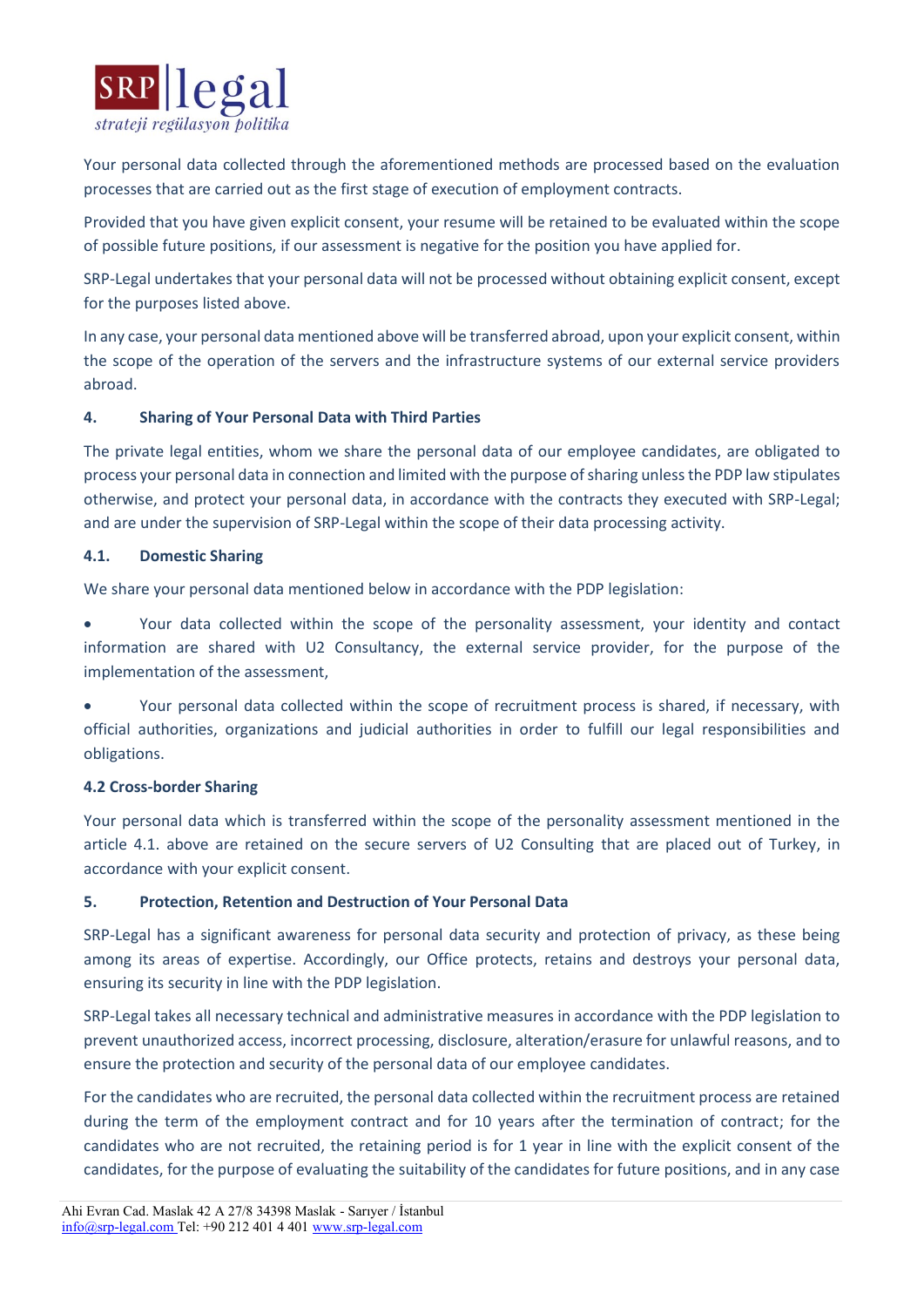Your personal data collected through the aforementioned methods are processed based on the evaluation processes that are carried out as the first stage of execution of employment contracts.

Provided that you have given explicit consent, your resume will be retained to be evaluated within the scope of possible future positions, if our assessment is negative for the position you have applied for.

SRP-Legal undertakes that your personal data will not be processed without obtaining explicit consent, except for the purposes listed above.

In any case, your personal data mentioned above will be transferred abroad, upon your explicit consent, within the scope of the operation of the servers and the infrastructure systems of our external service providers abroad.

**4. Sharing of Your Personal Data with Third Parties**

The private legal entities, whom we share the personal data of our employee candidates, are obligated to process your personal data in connection and limited with the purpose of sharing unless the PDP law stipulates otherwise, and protect your personal data, in accordance with the contracts they executed with SRP-Legal; and are under the supervision of SRP-Legal within the scope of their data processing activity.

**4.1. Domestic Sharing**

We share your personal data mentioned below in accordance with the PDP legislation:

- Your data collected within the scope of the personality assessment, your identity and contact information are shared with U2 Consultancy, the external service provider, for the purpose of the implementation of the assessment,
- Your personal data collected within the scope of recruitment process is shared, if necessary, with official authorities, organizations and judicial authorities in order to fulfill our legal responsibilities and obligations.

**4.2 Cross-border Sharing**

Your personal data which is transferred within the scope of the personality assessment mentioned in the article 4.1. above are retained on the secure servers of U2 Consulting that are placed out of Turkey, in accordance with your explicit consent.

**5. Protection, Retention and Destruction of Your Personal Data**

SRP-Legal has a significant awareness for personal data security and protection of privacy, as these being among its areas of expertise. Accordingly, our Office protects, retains and destroys your personal data, ensuring its security in line with the PDP legislation.

SRP-Legal takes all necessary technical and administrative measures in accordance with the PDP legislation to prevent unauthorized access, incorrect processing, disclosure, alteration/erasure for unlawful reasons, and to ensure the protection and security of the personal data of our employee candidates.

For the candidates who are recruited, the personal data collected within the recruitment process are retained during the term of the employment contract and for 10 years after the termination of contract; for the candidates who are not recruited, the retaining period is for 1 year in line with the explicit consent of the candidates, for the purpose of evaluating the suitability of the candidates for future positions, and in any case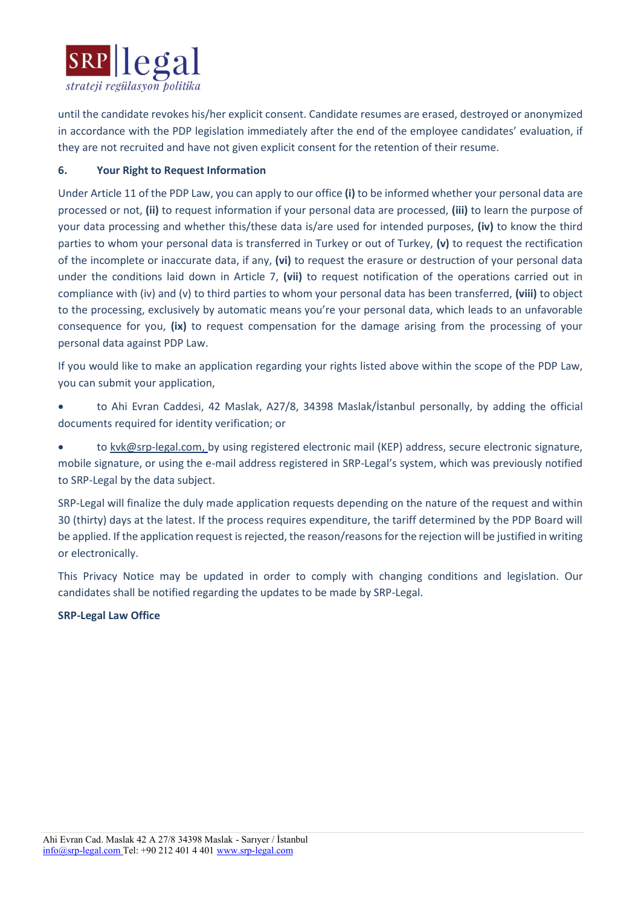until the candidate revokes his/her explicit consent. Candidate resumes are erased, destroyed or anonymized in accordance with the PDP legislation immediately after the end of the employee candidates' evaluation, if they are not recruited and have not given explicit consent for the retention of their resume.

### 6. Your Right to Request Information

Under Article 11 of the PDP Law, you can apply to our office **(i)** to be informed whether your personal data are processed or not, **(ii)** to request information if your personal data are processed, **(iii)** to learn the purpose of your data processing and whether this/these data is/are used for intended purposes, **(iv)** to know the third parties to whom your personal data is transferred in Turkey or out of Turkey, **(v)** to request the rectification of the incomplete or inaccurate data, if any, **(vi)** to request the erasure or destruction of your personal data under the conditions laid down in Article 7, **(vii)** to request notification of the operations carried out in compliance with (iv) and (v) to third parties to whom your personal data has been transferred, **(viii)** to object to the processing, exclusively by automatic means you're your personal data, which leads to an unfavorable consequence for you, **(ix)** to request compensation for the damage arising from the processing of your personal data against PDP Law.

If you would like to make an application regarding your rights listed above within the scope of the PDP Law, you can submit your application,

- to Ahi Evran Caddesi, 42 Maslak, A27/8, 34398 Maslak/İstanbul personally, by adding the official documents required for identity verification; or
- to kvk@srp-legal.com, by using registered electronic mail (KEP) address, secure electronic signature, mobile signature, or using the e-mail address registered in SRP-Legal's system, which was previously notified to SRP-Legal by the data subject.

SRP-Legal will finalize the duly made application requests depending on the nature of the request and within 30 (thirty) days at the latest. If the process requires expenditure, the tariff determined by the PDP Board will be applied. If the application request is rejected, the reason/reasons for the rejection will be justified in writing or electronically.

This Privacy Notice may be updated in order to comply with changing conditions and legislation. Our candidates shall be notified regarding the updates to be made by SRP-Legal.

**SRP-Legal Law Office**